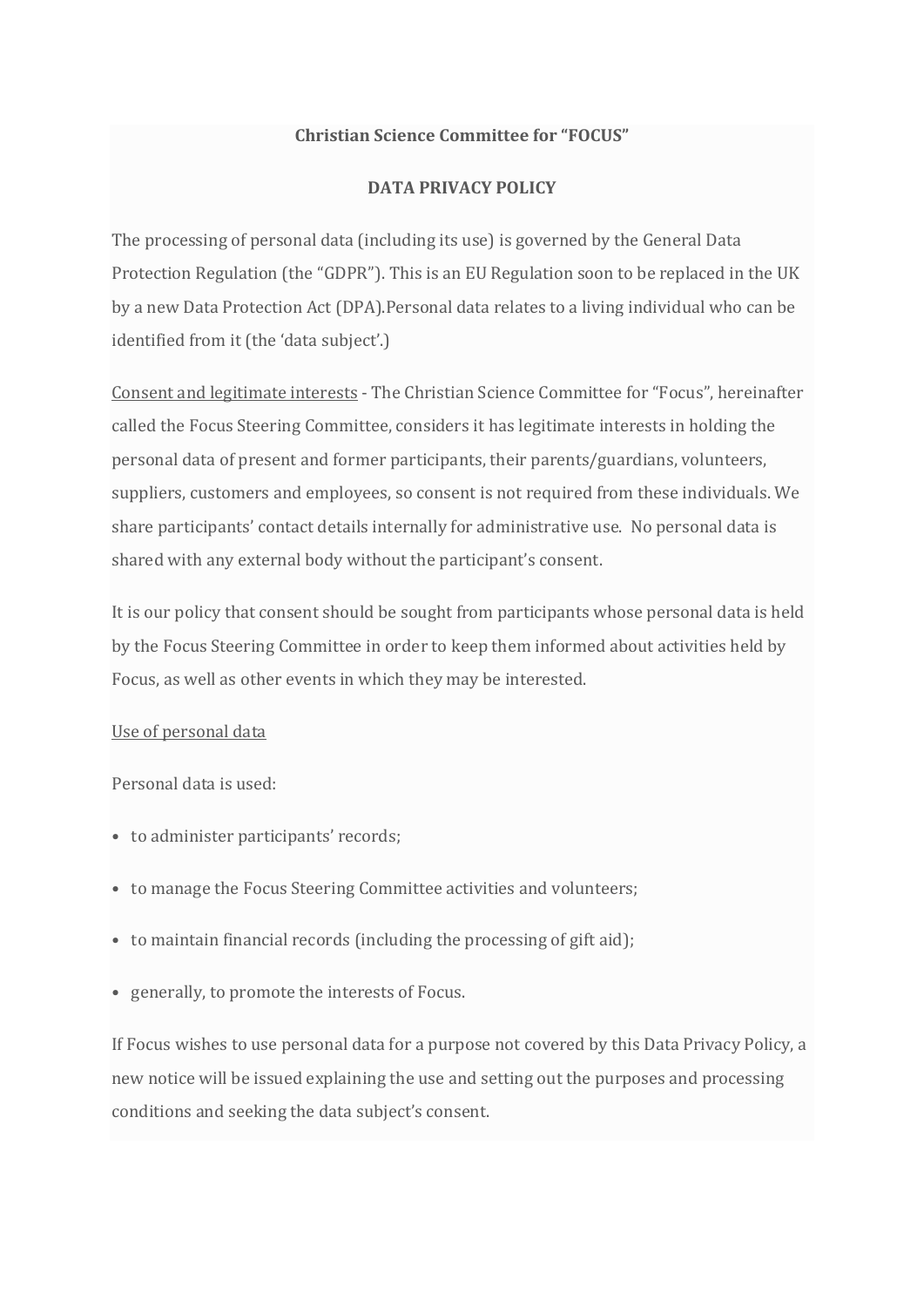**Christian Science Committee for "FOCUS"**

**DATA PRIVACY POLICY**

The processing of personal data (including its use) is governed by the General Data Protection Regulation (the "GDPR"). This is an EU Regulation soon to be replaced in the UK by a new Data Protection Act (DPA).Personal data relates to a living individual who can be identified from it (the 'data subject'.)

<u>Consent and legitimate interests</u> - The Christian Science Committee for "Focus", hereinafter called the Focus Steering Committee, considers it has legitimate interests in holding the personal data of present and former participants, their parents/guardians, volunteers, suppliers, customers and employees, so consent is not required from these individuals. We share participants' contact details internally for administrative use. No personal data is shared with any external body without the participant's consent.

It is our policy that consent should be sought from participants whose personal data is held by the Focus Steering Committee in order to keep them informed about activities held by Focus, as well as other events in which they may be interested.

<u>Use of personal data</u>

Personal data is used:

- to administer participants' records;
- to manage the Focus Steering Committee activities and volunteers;
- to maintain financial records (including the processing of gift aid);
- generally, to promote the interests of Focus.

If Focus wishes to use personal data for a purpose not covered by this Data Privacy Policy, a new notice will be issued explaining the use and setting out the purposes and processing conditions and seeking the data subject's consent.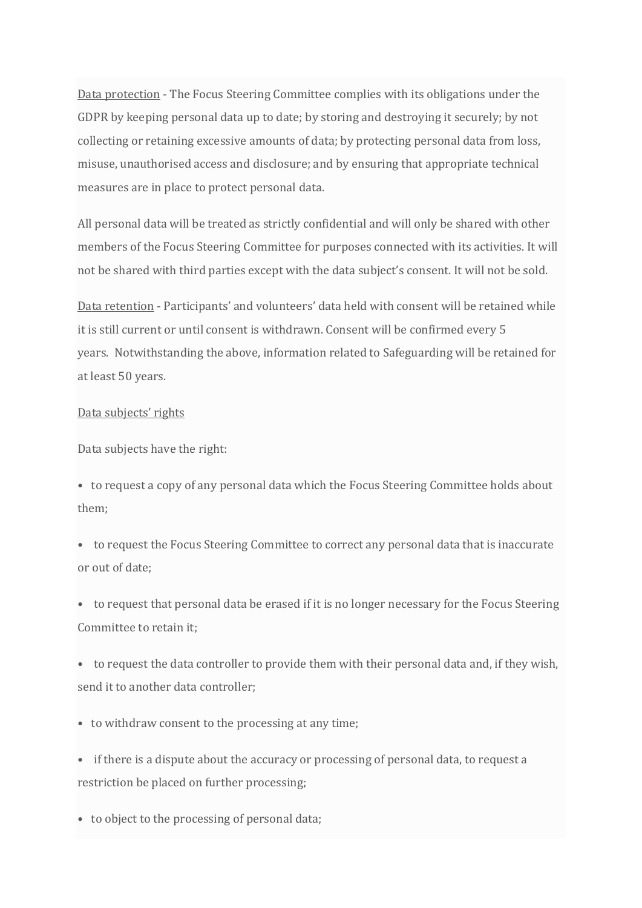Data protection - The Focus Steering Committee complies with its obligations under the GDPR by keeping personal data up to date; by storing and destroying it securely; by not collecting or retaining excessive amounts of data; by protecting personal data from loss, misuse, unauthorised access and disclosure; and by ensuring that appropriate technical measures are in place to protect personal data.

All personal data will be treated as strictly confidential and will only be shared with other members of the Focus Steering Committee for purposes connected with its activities. It will not be shared with third parties except with the data subject's consent. It will not be sold.

Data retention - Participants' and volunteers' data held with consent will be retained while it is still current or until consent is withdrawn. Consent will be confirmed every 5 years. Notwithstanding the above, information related to Safeguarding will be retained for at least 50 years.

Data subjects' rights

Data subjects have the right:

- to request a copy of any personal data which the Focus Steering Committee holds about them;
- to request the Focus Steering Committee to correct any personal data that is inaccurate or out of date;
- to request that personal data be erased if it is no longer necessary for the Focus Steering Committee to retain it;
- to request the data controller to provide them with their personal data and, if they wish, send it to another data controller;
- to withdraw consent to the processing at any time;
- if there is a dispute about the accuracy or processing of personal data, to request a restriction be placed on further processing;
- to object to the processing of personal data;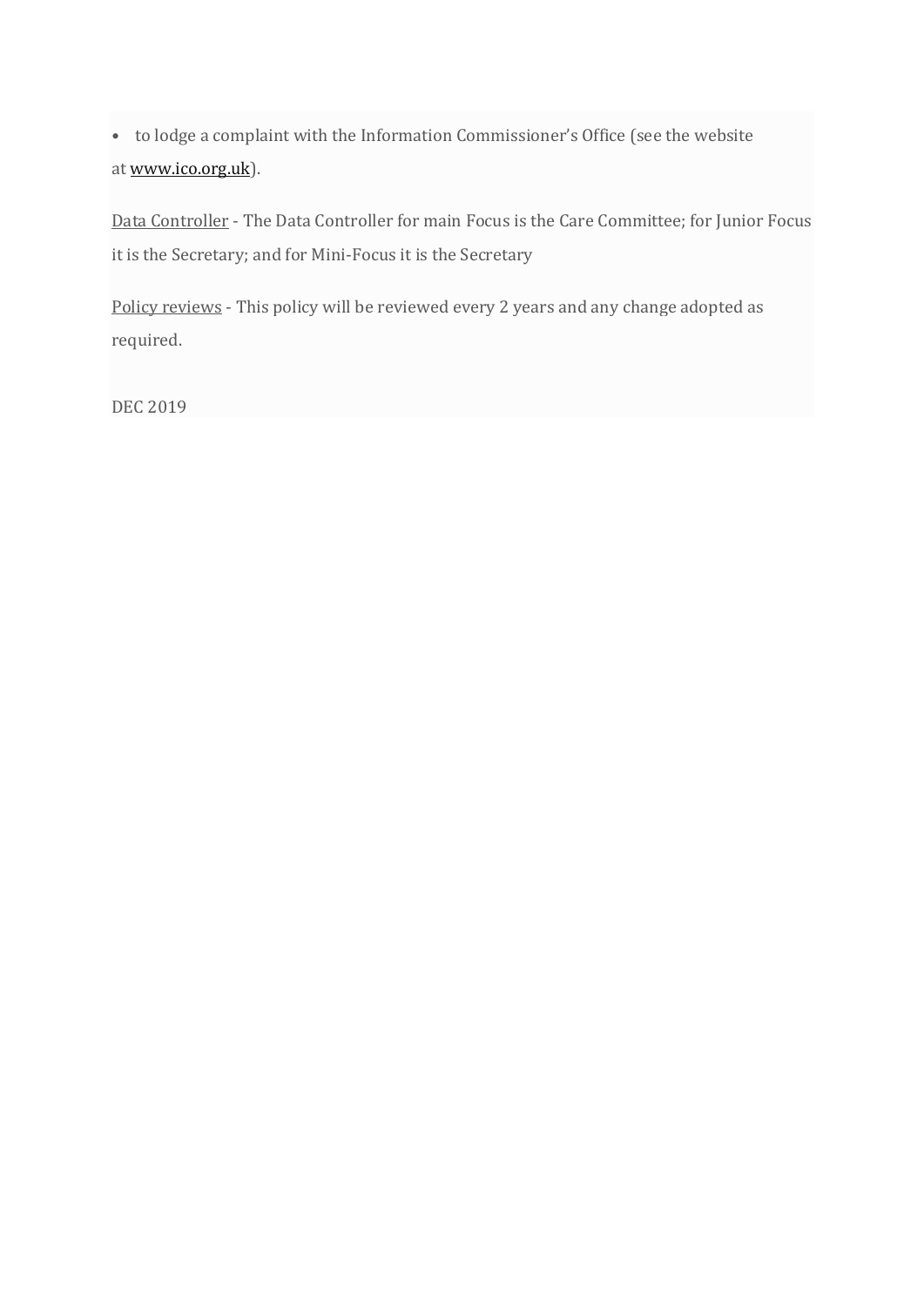- to lodge a complaint with the Information Commissioner's Office (see the website at [www.ico.org.uk](http://www.ico.org.uk)).

Data Controller - The Data Controller for main Focus is the Care Committee; for Junior Focus it is the Secretary; and for Mini-Focus it is the Secretary

Policy reviews - This policy will be reviewed every 2 years and any change adopted as required.

DEC 2019